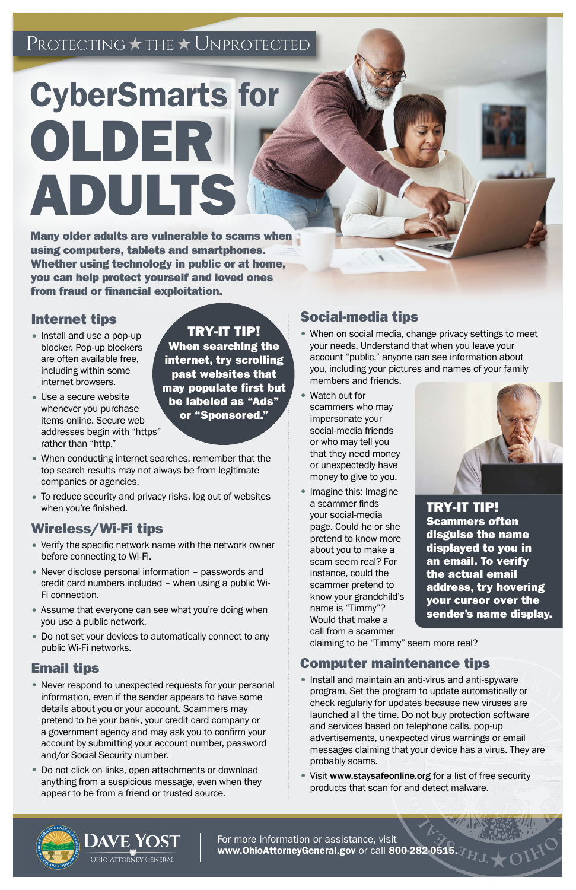PROTECTING ★ THE ★ UNPROTECTED

# CyberSmarts for OLDER ADULTS

**Many older adults are vulnerable to scams when using computers, tablets and smartphones. Whether using technology in public or at home, you can help protect yourself and loved ones from fraud or financial exploitation.**

## Internet tips

- Install and use a pop-up blocker. Pop-up blockers are often available free, including within some internet browsers.
- Use a secure website whenever you purchase items online. Secure web addresses begin with "https" rather than "http."
- When conducting internet searches, remember that the top search results may not always be from legitimate companies or agencies.
- To reduce security and privacy risks, log out of websites when you're finished.

**TRY-IT TIP!**
**When searching the internet, try scrolling past websites that may populate first but be labeled as "Ads" or "Sponsored."**

## Wireless/Wi-Fi tips

- Verify the specific network name with the network owner before connecting to Wi-Fi.
- Never disclose personal information – passwords and credit card numbers included – when using a public Wi-Fi connection.
- Assume that everyone can see what you're doing when you use a public network.
- Do not set your devices to automatically connect to any public Wi-Fi networks.

## Email tips

- Never respond to unexpected requests for your personal information, even if the sender appears to have some details about you or your account. Scammers may pretend to be your bank, your credit card company or a government agency and may ask you to confirm your account by submitting your account number, password and/or Social Security number.
- Do not click on links, open attachments or download anything from a suspicious message, even when they appear to be from a friend or trusted source.

## Social-media tips

- When on social media, change privacy settings to meet your needs. Understand that when you leave your account "public," anyone can see information about you, including your pictures and names of your family members and friends.
- Watch out for scammers who may impersonate your social-media friends or who may tell you that they need money or unexpectedly have money to give to you.
- Imagine this: Imagine a scammer finds your social-media page. Could he or she pretend to know more about you to make a scam seem real? For instance, could the scammer pretend to know your grandchild's name is "Timmy"? Would that make a call from a scammer claiming to be "Timmy" seem more real?

**TRY-IT TIP!**
**Scammers often disguise the name displayed to you in an email. To verify the actual email address, try hovering your cursor over the sender's name display.**

## Computer maintenance tips

- Install and maintain an anti-virus and anti-spyware program. Set the program to update automatically or check regularly for updates because new viruses are launched all the time. Do not buy protection software and services based on telephone calls, pop-up advertisements, unexpected virus warnings or email messages claiming that your device has a virus. They are probably scams.
- Visit **www.staysafeonline.org** for a list of free security products that scan for and detect malware.

DAVE YOST
OHIO ATTORNEY GENERAL

For more information or assistance, visit **www.OhioAttorneyGeneral.gov** or call **800-282-0515.**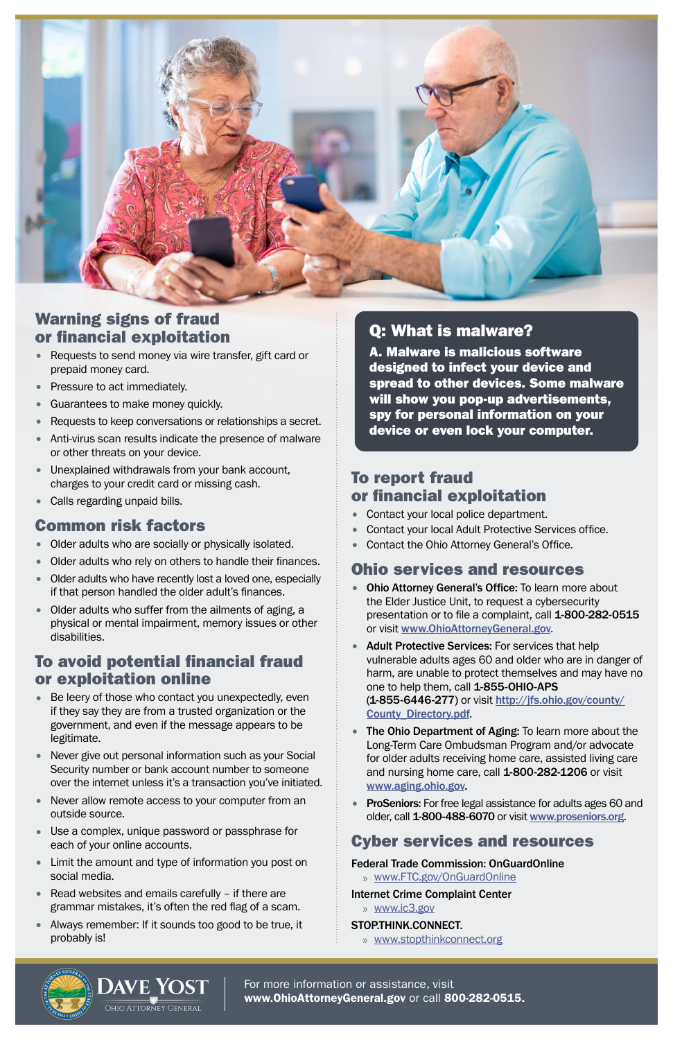## Warning signs of fraud or financial exploitation

- Requests to send money via wire transfer, gift card or prepaid money card.
- Pressure to act immediately.
- Guarantees to make money quickly.
- Requests to keep conversations or relationships a secret.
- Anti-virus scan results indicate the presence of malware or other threats on your device.
- Unexplained withdrawals from your bank account, charges to your credit card or missing cash.
- Calls regarding unpaid bills.

## Common risk factors

- Older adults who are socially or physically isolated.
- Older adults who rely on others to handle their finances.
- Older adults who have recently lost a loved one, especially if that person handled the older adult's finances.
- Older adults who suffer from the ailments of aging, a physical or mental impairment, memory issues or other disabilities.

## To avoid potential financial fraud or exploitation online

- Be leery of those who contact you unexpectedly, even if they say they are from a trusted organization or the government, and even if the message appears to be legitimate.
- Never give out personal information such as your Social Security number or bank account number to someone over the internet unless it's a transaction you've initiated.
- Never allow remote access to your computer from an outside source.
- Use a complex, unique password or passphrase for each of your online accounts.
- Limit the amount and type of information you post on social media.
- Read websites and emails carefully – if there are grammar mistakes, it's often the red flag of a scam.
- Always remember: If it sounds too good to be true, it probably is!

## Q: What is malware?

**A. Malware is malicious software designed to infect your device and spread to other devices. Some malware will show you pop-up advertisements, spy for personal information on your device or even lock your computer.**

## To report fraud or financial exploitation

- Contact your local police department.
- Contact your local Adult Protective Services office.
- Contact the Ohio Attorney General's Office.

## Ohio services and resources

- **Ohio Attorney General's Office:** To learn more about the Elder Justice Unit, to request a cybersecurity presentation or to file a complaint, call **1-800-282-0515** or visit www.OhioAttorneyGeneral.gov.
- **Adult Protective Services:** For services that help vulnerable adults ages 60 and older who are in danger of harm, are unable to protect themselves and may have no one to help them, call **1-855-OHIO-APS** (**1-855-6446-277**) or visit http://jfs.ohio.gov/county/County_Directory.pdf.
- **The Ohio Department of Aging:** To learn more about the Long-Term Care Ombudsman Program and/or advocate for older adults receiving home care, assisted living care and nursing home care, call **1-800-282-1206** or visit www.aging.ohio.gov.
- **ProSeniors:** For free legal assistance for adults ages 60 and older, call **1-800-488-6070** or visit www.proseniors.org.

## Cyber services and resources

**Federal Trade Commission: OnGuardOnline**

» www.FTC.gov/OnGuardOnline

**Internet Crime Complaint Center**

» www.ic3.gov

**STOP.THINK.CONNECT.**

» www.stopthinkconnect.org

DAVE YOST
OHIO ATTORNEY GENERAL

For more information or assistance, visit **www.OhioAttorneyGeneral.gov** or call **800-282-0515.**